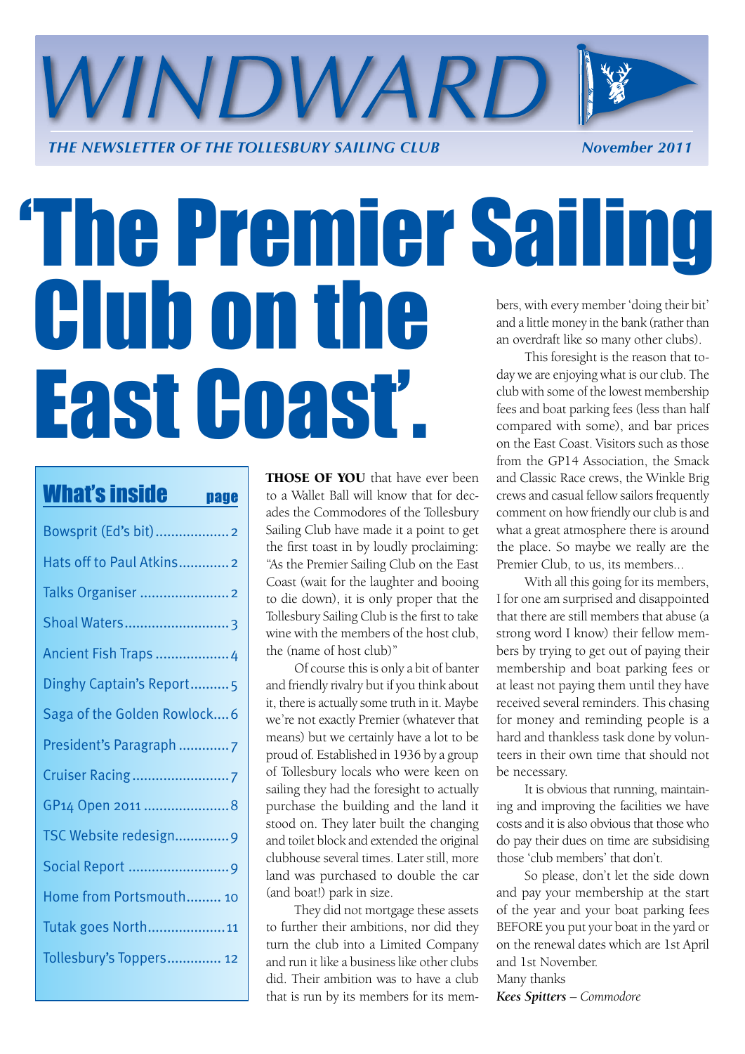# WINDWARD

*THE NEWSLETTER OF THE TOLLESBURY SAILING CLUB* — *November 2011*

# 'The Premier Sailing Club on the East Coast'.

## What's inside — page

- Bowsprit (Ed's bit) .................. 2
- Hats off to Paul Atkins............. 2
- Talks Organiser ...................... 2
- Shoal Waters.......................... 3
- Ancient Fish Traps .................. 4
- Dinghy Captain's Report.......... 5
- Saga of the Golden Rowlock.... 6
- President's Paragraph ............. 7
- Cruiser Racing......................... 7
- GP14 Open 2011 ...................... 8
- TSC Website redesign.............. 9
- Social Report .......................... 9
- Home from Portsmouth......... 10
- Tutak goes North.................... 11
- Tollesbury's Toppers.............. 12

**THOSE OF YOU** that have ever been to a Wallet Ball will know that for decades the Commodores of the Tollesbury Sailing Club have made it a point to get the first toast in by loudly proclaiming: "As the Premier Sailing Club on the East Coast (wait for the laughter and booing to die down), it is only proper that the Tollesbury Sailing Club is the first to take wine with the members of the host club, the (name of host club)"

Of course this is only a bit of banter and friendly rivalry but if you think about it, there is actually some truth in it. Maybe we're not exactly Premier (whatever that means) but we certainly have a lot to be proud of. Established in 1936 by a group of Tollesbury locals who were keen on sailing they had the foresight to actually purchase the building and the land it stood on. They later built the changing and toilet block and extended the original clubhouse several times. Later still, more land was purchased to double the car (and boat!) park in size.

They did not mortgage these assets to further their ambitions, nor did they turn the club into a Limited Company and run it like a business like other clubs did. Their ambition was to have a club that is run by its members for its members, with every member 'doing their bit' and a little money in the bank (rather than an overdraft like so many other clubs).

This foresight is the reason that today we are enjoying what is our club. The club with some of the lowest membership fees and boat parking fees (less than half compared with some), and bar prices on the East Coast. Visitors such as those from the GP14 Association, the Smack and Classic Race crews, the Winkle Brig crews and casual fellow sailors frequently comment on how friendly our club is and what a great atmosphere there is around the place. So maybe we really are the Premier Club, to us, its members...

With all this going for its members, I for one am surprised and disappointed that there are still members that abuse (a strong word I know) their fellow members by trying to get out of paying their membership and boat parking fees or at least not paying them until they have received several reminders. This chasing for money and reminding people is a hard and thankless task done by volunteers in their own time that should not be necessary.

It is obvious that running, maintaining and improving the facilities we have costs and it is also obvious that those who do pay their dues on time are subsidising those 'club members' that don't.

So please, don't let the side down and pay your membership at the start of the year and your boat parking fees BEFORE you put your boat in the yard or on the renewal dates which are 1st April and 1st November.

Many thanks

***Kees Spitters*** *– Commodore*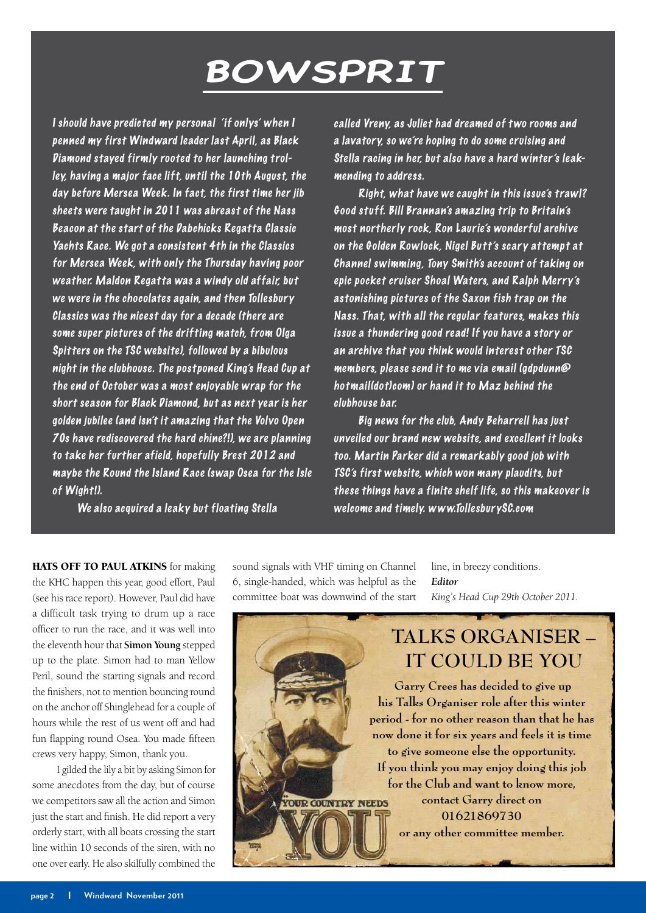# BOWSPRIT

I should have predicted my personal 'if onlys' when I penned my first Windward leader last April, as Black Diamond stayed firmly rooted to her launching trolley, having a major face lift, until the 10th August, the day before Mersea Week. In fact, the first time her jib sheets were taught in 2011 was abreast of the Nass Beacon at the start of the Dabchicks Regatta Classic Yachts Race. We got a consistent 4th in the Classics for Mersea Week, with only the Thursday having poor weather. Maldon Regatta was a windy old affair, but we were in the chocolates again, and then Tollesbury Classics was the nicest day for a decade (there are some super pictures of the drifting match, from Olga Spitters on the TSC website), followed by a bibulous night in the clubhouse. The postponed King's Head Cup at the end of October was a most enjoyable wrap for the short season for Black Diamond, but as next year is her golden jubilee (and isn't it amazing that the Volvo Open 70s have rediscovered the hard chine?!), we are planning to take her further afield, hopefully Brest 2012 and maybe the Round the Island Race (swap Osea for the Isle of Wight!).

We also acquired a leaky but floating Stella called Vreny, as Juliet had dreamed of two rooms and a lavatory, so we're hoping to do some cruising and Stella racing in her, but also have a hard winter's leak-mending to address.

Right, what have we caught in this issue's trawl? Good stuff. Bill Brannan's amazing trip to Britain's most northerly rock, Ron Laurie's wonderful archive on the Golden Rowlock, Nigel Butt's scary attempt at Channel swimming, Tony Smith's account of taking on epic pocket cruiser Shoal Waters, and Ralph Merry's astonishing pictures of the Saxon fish trap on the Nass. That, with all the regular features, makes this issue a thundering good read! If you have a story or an archive that you think would interest other TSC members, please send it to me via email (gdpdunn@hotmail(dot)com) or hand it to Maz behind the clubhouse bar.

Big news for the club, Andy Beharrell has just unveiled our brand new website, and excellent it looks too. Martin Parker did a remarkably good job with TSC's first website, which won many plaudits, but these things have a finite shelf life, so this makeover is welcome and timely. www.TollesburySC.com

**HATS OFF TO PAUL ATKINS** for making the KHC happen this year, good effort, Paul (see his race report). However, Paul did have a difficult task trying to drum up a race officer to run the race, and it was well into the eleventh hour that **Simon Young** stepped up to the plate. Simon had to man Yellow Peril, sound the starting signals and record the finishers, not to mention bouncing round on the anchor off Shinglehead for a couple of hours while the rest of us went off and had fun flapping round Osea. You made fifteen crews very happy, Simon, thank you.

I gilded the lily a bit by asking Simon for some anecdotes from the day, but of course we competitors saw all the action and Simon just the start and finish. He did report a very orderly start, with all boats crossing the start line within 10 seconds of the siren, with no one over early. He also skilfully combined the sound signals with VHF timing on Channel 6, single-handed, which was helpful as the committee boat was downwind of the start line, in breezy conditions.

***Editor***
*King's Head Cup 29th October 2011.*

## TALKS ORGANISER – IT COULD BE YOU

YOUR COUNTRY NEEDS YOU

Garry Crees has decided to give up his Talks Organiser role after this winter period - for no other reason than that he has now done it for six years and feels it is time to give someone else the opportunity. If you think you may enjoy doing this job for the Club and want to know more, contact Garry direct on 01621869730 or any other committee member.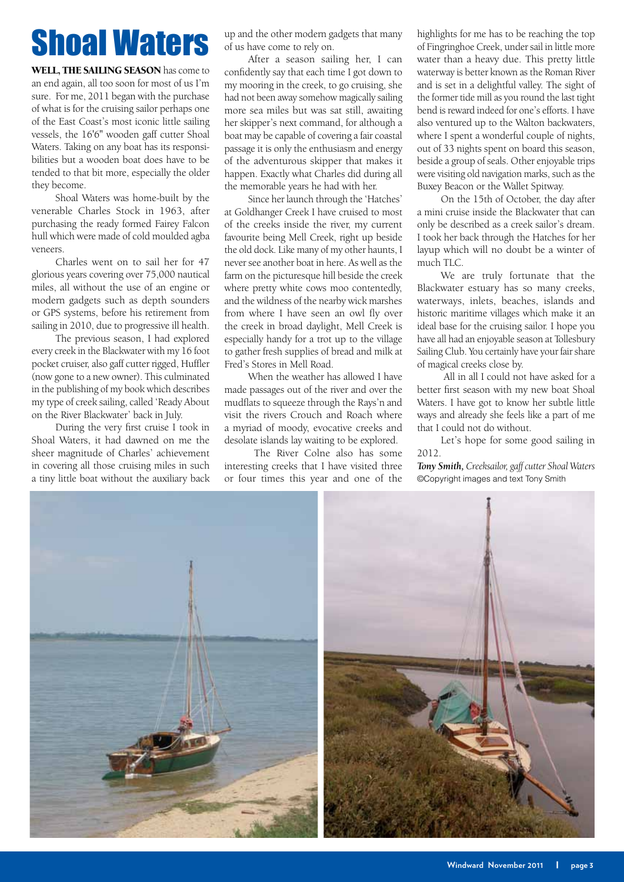# Shoal Waters

**WELL, THE SAILING SEASON** has come to an end again, all too soon for most of us I'm sure. For me, 2011 began with the purchase of what is for the cruising sailor perhaps one of the East Coast's most iconic little sailing vessels, the 16'6" wooden gaff cutter Shoal Waters. Taking on any boat has its responsibilities but a wooden boat does have to be tended to that bit more, especially the older they become.

Shoal Waters was home-built by the venerable Charles Stock in 1963, after purchasing the ready formed Fairey Falcon hull which were made of cold moulded agba veneers.

Charles went on to sail her for 47 glorious years covering over 75,000 nautical miles, all without the use of an engine or modern gadgets such as depth sounders or GPS systems, before his retirement from sailing in 2010, due to progressive ill health.

The previous season, I had explored every creek in the Blackwater with my 16 foot pocket cruiser, also gaff cutter rigged, Huffler (now gone to a new owner). This culminated in the publishing of my book which describes my type of creek sailing, called 'Ready About on the River Blackwater' back in July.

During the very first cruise I took in Shoal Waters, it had dawned on me the sheer magnitude of Charles' achievement in covering all those cruising miles in such a tiny little boat without the auxiliary back up and the other modern gadgets that many of us have come to rely on.

After a season sailing her, I can confidently say that each time I got down to my mooring in the creek, to go cruising, she had not been away somehow magically sailing more sea miles but was sat still, awaiting her skipper's next command, for although a boat may be capable of covering a fair coastal passage it is only the enthusiasm and energy of the adventurous skipper that makes it happen. Exactly what Charles did during all the memorable years he had with her.

Since her launch through the 'Hatches' at Goldhanger Creek I have cruised to most of the creeks inside the river, my current favourite being Mell Creek, right up beside the old dock. Like many of my other haunts, I never see another boat in here. As well as the farm on the picturesque hill beside the creek where pretty white cows moo contentedly, and the wildness of the nearby wick marshes from where I have seen an owl fly over the creek in broad daylight, Mell Creek is especially handy for a trot up to the village to gather fresh supplies of bread and milk at Fred's Stores in Mell Road.

When the weather has allowed I have made passages out of the river and over the mudflats to squeeze through the Rays'n and visit the rivers Crouch and Roach where a myriad of moody, evocative creeks and desolate islands lay waiting to be explored.

The River Colne also has some interesting creeks that I have visited three or four times this year and one of the highlights for me has to be reaching the top of Fingringhoe Creek, under sail in little more water than a heavy due. This pretty little waterway is better known as the Roman River and is set in a delightful valley. The sight of the former tide mill as you round the last tight bend is reward indeed for one's efforts. I have also ventured up to the Walton backwaters, where I spent a wonderful couple of nights, out of 33 nights spent on board this season, beside a group of seals. Other enjoyable trips were visiting old navigation marks, such as the Buxey Beacon or the Wallet Spitway.

On the 15th of October, the day after a mini cruise inside the Blackwater that can only be described as a creek sailor's dream. I took her back through the Hatches for her layup which will no doubt be a winter of much TLC.

We are truly fortunate that the Blackwater estuary has so many creeks, waterways, inlets, beaches, islands and historic maritime villages which make it an ideal base for the cruising sailor. I hope you have all had an enjoyable season at Tollesbury Sailing Club. You certainly have your fair share of magical creeks close by.

All in all I could not have asked for a better first season with my new boat Shoal Waters. I have got to know her subtle little ways and already she feels like a part of me that I could not do without.

Let's hope for some good sailing in 2012.

***Tony Smith,*** *Creeksailor, gaff cutter Shoal Waters*
©Copyright images and text Tony Smith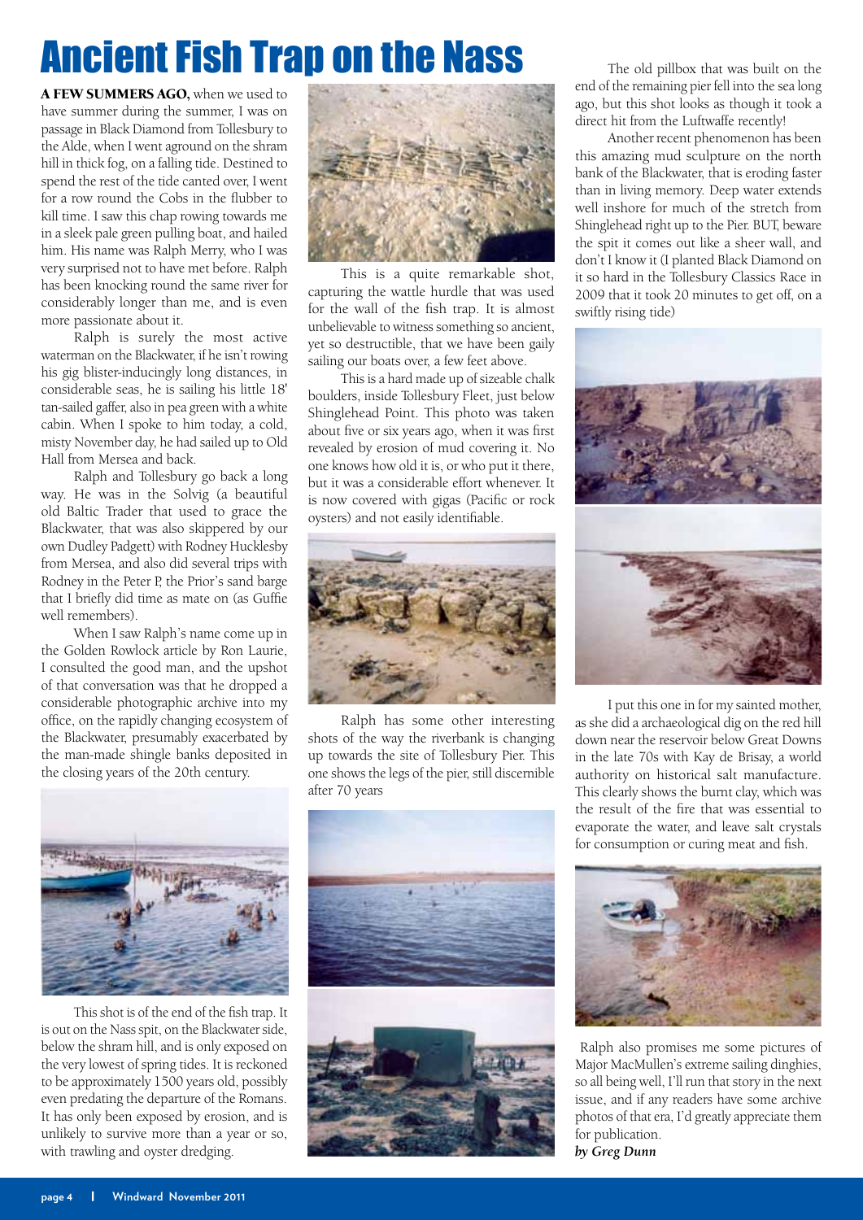# Ancient Fish Trap on the Nass

**A FEW SUMMERS AGO,** when we used to have summer during the summer, I was on passage in Black Diamond from Tollesbury to the Alde, when I went aground on the shram hill in thick fog, on a falling tide. Destined to spend the rest of the tide canted over, I went for a row round the Cobs in the flubber to kill time. I saw this chap rowing towards me in a sleek pale green pulling boat, and hailed him. His name was Ralph Merry, who I was very surprised not to have met before. Ralph has been knocking round the same river for considerably longer than me, and is even more passionate about it.

Ralph is surely the most active waterman on the Blackwater, if he isn't rowing his gig blister-inducingly long distances, in considerable seas, he is sailing his little 18' tan-sailed gaffer, also in pea green with a white cabin. When I spoke to him today, a cold, misty November day, he had sailed up to Old Hall from Mersea and back.

Ralph and Tollesbury go back a long way. He was in the Solvig (a beautiful old Baltic Trader that used to grace the Blackwater, that was also skippered by our own Dudley Padgett) with Rodney Hucklesby from Mersea, and also did several trips with Rodney in the Peter P, the Prior's sand barge that I briefly did time as mate on (as Guffie well remembers).

When I saw Ralph's name come up in the Golden Rowlock article by Ron Laurie, I consulted the good man, and the upshot of that conversation was that he dropped a considerable photographic archive into my office, on the rapidly changing ecosystem of the Blackwater, presumably exacerbated by the man-made shingle banks deposited in the closing years of the 20th century.

This shot is of the end of the fish trap. It is out on the Nass spit, on the Blackwater side, below the shram hill, and is only exposed on the very lowest of spring tides. It is reckoned to be approximately 1500 years old, possibly even predating the departure of the Romans. It has only been exposed by erosion, and is unlikely to survive more than a year or so, with trawling and oyster dredging.

This is a quite remarkable shot, capturing the wattle hurdle that was used for the wall of the fish trap. It is almost unbelievable to witness something so ancient, yet so destructible, that we have been gaily sailing our boats over, a few feet above.

This is a hard made up of sizeable chalk boulders, inside Tollesbury Fleet, just below Shinglehead Point. This photo was taken about five or six years ago, when it was first revealed by erosion of mud covering it. No one knows how old it is, or who put it there, but it was a considerable effort whenever. It is now covered with gigas (Pacific or rock oysters) and not easily identifiable.

Ralph has some other interesting shots of the way the riverbank is changing up towards the site of Tollesbury Pier. This one shows the legs of the pier, still discernible after 70 years

The old pillbox that was built on the end of the remaining pier fell into the sea long ago, but this shot looks as though it took a direct hit from the Luftwaffe recently!

Another recent phenomenon has been this amazing mud sculpture on the north bank of the Blackwater, that is eroding faster than in living memory. Deep water extends well inshore for much of the stretch from Shinglehead right up to the Pier. BUT, beware the spit it comes out like a sheer wall, and don't I know it (I planted Black Diamond on it so hard in the Tollesbury Classics Race in 2009 that it took 20 minutes to get off, on a swiftly rising tide)

I put this one in for my sainted mother, as she did a archaeological dig on the red hill down near the reservoir below Great Downs in the late 70s with Kay de Brisay, a world authority on historical salt manufacture. This clearly shows the burnt clay, which was the result of the fire that was essential to evaporate the water, and leave salt crystals for consumption or curing meat and fish.

Ralph also promises me some pictures of Major MacMullen's extreme sailing dinghies, so all being well, I'll run that story in the next issue, and if any readers have some archive photos of that era, I'd greatly appreciate them for publication.

***by Greg Dunn***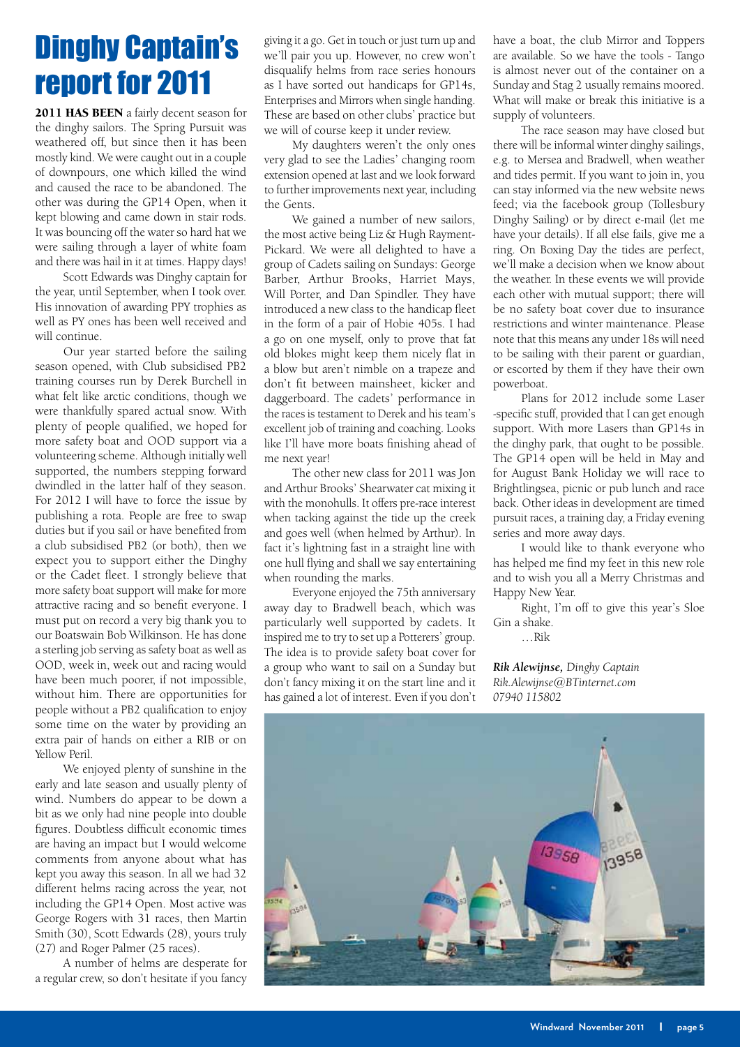# Dinghy Captain's report for 2011

**2011 HAS BEEN** a fairly decent season for the dinghy sailors. The Spring Pursuit was weathered off, but since then it has been mostly kind. We were caught out in a couple of downpours, one which killed the wind and caused the race to be abandoned. The other was during the GP14 Open, when it kept blowing and came down in stair rods. It was bouncing off the water so hard hat we were sailing through a layer of white foam and there was hail in it at times. Happy days!

Scott Edwards was Dinghy captain for the year, until September, when I took over. His innovation of awarding PPY trophies as well as PY ones has been well received and will continue.

Our year started before the sailing season opened, with Club subsidised PB2 training courses run by Derek Burchell in what felt like arctic conditions, though we were thankfully spared actual snow. With plenty of people qualified, we hoped for more safety boat and OOD support via a volunteering scheme. Although initially well supported, the numbers stepping forward dwindled in the latter half of they season. For 2012 I will have to force the issue by publishing a rota. People are free to swap duties but if you sail or have benefited from a club subsidised PB2 (or both), then we expect you to support either the Dinghy or the Cadet fleet. I strongly believe that more safety boat support will make for more attractive racing and so benefit everyone. I must put on record a very big thank you to our Boatswain Bob Wilkinson. He has done a sterling job serving as safety boat as well as OOD, week in, week out and racing would have been much poorer, if not impossible, without him. There are opportunities for people without a PB2 qualification to enjoy some time on the water by providing an extra pair of hands on either a RIB or on Yellow Peril.

We enjoyed plenty of sunshine in the early and late season and usually plenty of wind. Numbers do appear to be down a bit as we only had nine people into double figures. Doubtless difficult economic times are having an impact but I would welcome comments from anyone about what has kept you away this season. In all we had 32 different helms racing across the year, not including the GP14 Open. Most active was George Rogers with 31 races, then Martin Smith (30), Scott Edwards (28), yours truly (27) and Roger Palmer (25 races).

A number of helms are desperate for a regular crew, so don't hesitate if you fancy giving it a go. Get in touch or just turn up and we'll pair you up. However, no crew won't disqualify helms from race series honours as I have sorted out handicaps for GP14s, Enterprises and Mirrors when single handing. These are based on other clubs' practice but we will of course keep it under review.

My daughters weren't the only ones very glad to see the Ladies' changing room extension opened at last and we look forward to further improvements next year, including the Gents.

We gained a number of new sailors, the most active being Liz & Hugh Rayment-Pickard. We were all delighted to have a group of Cadets sailing on Sundays: George Barber, Arthur Brooks, Harriet Mays, Will Porter, and Dan Spindler. They have introduced a new class to the handicap fleet in the form of a pair of Hobie 405s. I had a go on one myself, only to prove that fat old blokes might keep them nicely flat in a blow but aren't nimble on a trapeze and don't fit between mainsheet, kicker and daggerboard. The cadets' performance in the races is testament to Derek and his team's excellent job of training and coaching. Looks like I'll have more boats finishing ahead of me next year!

The other new class for 2011 was Jon and Arthur Brooks' Shearwater cat mixing it with the monohulls. It offers pre-race interest when tacking against the tide up the creek and goes well (when helmed by Arthur). In fact it's lightning fast in a straight line with one hull flying and shall we say entertaining when rounding the marks.

Everyone enjoyed the 75th anniversary away day to Bradwell beach, which was particularly well supported by cadets. It inspired me to try to set up a Potterers' group. The idea is to provide safety boat cover for a group who want to sail on a Sunday but don't fancy mixing it on the start line and it has gained a lot of interest. Even if you don't have a boat, the club Mirror and Toppers are available. So we have the tools - Tango is almost never out of the container on a Sunday and Stag 2 usually remains moored. What will make or break this initiative is a supply of volunteers.

The race season may have closed but there will be informal winter dinghy sailings, e.g. to Mersea and Bradwell, when weather and tides permit. If you want to join in, you can stay informed via the new website news feed; via the facebook group (Tollesbury Dinghy Sailing) or by direct e-mail (let me have your details). If all else fails, give me a ring. On Boxing Day the tides are perfect, we'll make a decision when we know about the weather. In these events we will provide each other with mutual support; there will be no safety boat cover due to insurance restrictions and winter maintenance. Please note that this means any under 18s will need to be sailing with their parent or guardian, or escorted by them if they have their own powerboat.

Plans for 2012 include some Laser -specific stuff, provided that I can get enough support. With more Lasers than GP14s in the dinghy park, that ought to be possible. The GP14 open will be held in May and for August Bank Holiday we will race to Brightlingsea, picnic or pub lunch and race back. Other ideas in development are timed pursuit races, a training day, a Friday evening series and more away days.

I would like to thank everyone who has helped me find my feet in this new role and to wish you all a Merry Christmas and Happy New Year.

Right, I'm off to give this year's Sloe Gin a shake.

…Rik

***Rik Alewijnse,** Dinghy Captain*
*Rik.Alewijnse@BTinternet.com*
*07940 115802*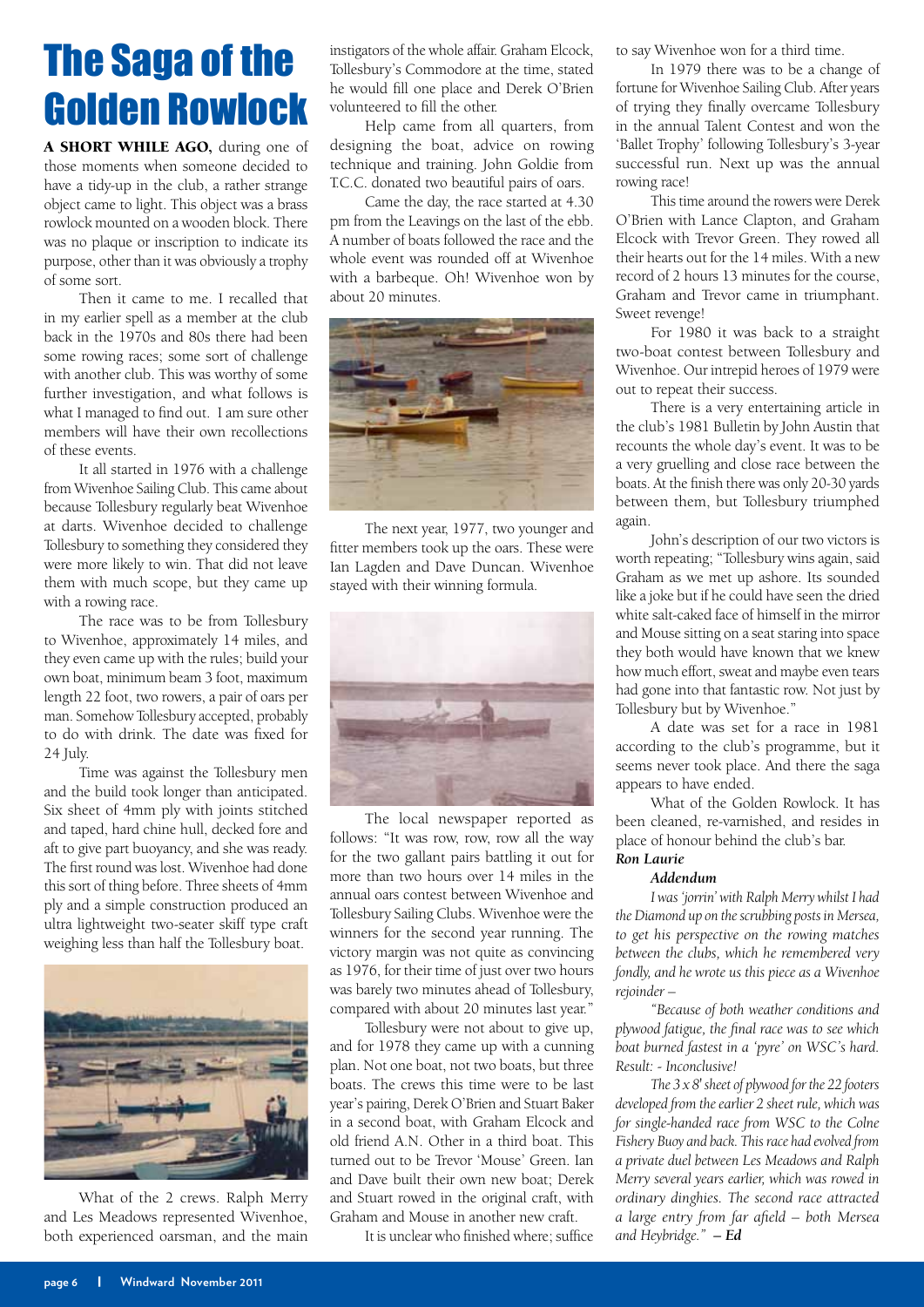# The Saga of the Golden Rowlock

**A SHORT WHILE AGO,** during one of those moments when someone decided to have a tidy-up in the club, a rather strange object came to light. This object was a brass rowlock mounted on a wooden block. There was no plaque or inscription to indicate its purpose, other than it was obviously a trophy of some sort.

Then it came to me. I recalled that in my earlier spell as a member at the club back in the 1970s and 80s there had been some rowing races; some sort of challenge with another club. This was worthy of some further investigation, and what follows is what I managed to find out. I am sure other members will have their own recollections of these events.

It all started in 1976 with a challenge from Wivenhoe Sailing Club. This came about because Tollesbury regularly beat Wivenhoe at darts. Wivenhoe decided to challenge Tollesbury to something they considered they were more likely to win. That did not leave them with much scope, but they came up with a rowing race.

The race was to be from Tollesbury to Wivenhoe, approximately 14 miles, and they even came up with the rules; build your own boat, minimum beam 3 foot, maximum length 22 foot, two rowers, a pair of oars per man. Somehow Tollesbury accepted, probably to do with drink. The date was fixed for 24 July.

Time was against the Tollesbury men and the build took longer than anticipated. Six sheet of 4mm ply with joints stitched and taped, hard chine hull, decked fore and aft to give part buoyancy, and she was ready. The first round was lost. Wivenhoe had done this sort of thing before. Three sheets of 4mm ply and a simple construction produced an ultra lightweight two-seater skiff type craft weighing less than half the Tollesbury boat.

What of the 2 crews. Ralph Merry and Les Meadows represented Wivenhoe, both experienced oarsman, and the main instigators of the whole affair. Graham Elcock, Tollesbury's Commodore at the time, stated he would fill one place and Derek O'Brien volunteered to fill the other.

Help came from all quarters, from designing the boat, advice on rowing technique and training. John Goldie from T.C.C. donated two beautiful pairs of oars.

Came the day, the race started at 4.30 pm from the Leavings on the last of the ebb. A number of boats followed the race and the whole event was rounded off at Wivenhoe with a barbeque. Oh! Wivenhoe won by about 20 minutes.

The next year, 1977, two younger and fitter members took up the oars. These were Ian Lagden and Dave Duncan. Wivenhoe stayed with their winning formula.

The local newspaper reported as follows: "It was row, row, row all the way for the two gallant pairs battling it out for more than two hours over 14 miles in the annual oars contest between Wivenhoe and Tollesbury Sailing Clubs. Wivenhoe were the winners for the second year running. The victory margin was not quite as convincing as 1976, for their time of just over two hours was barely two minutes ahead of Tollesbury, compared with about 20 minutes last year."

Tollesbury were not about to give up, and for 1978 they came up with a cunning plan. Not one boat, not two boats, but three boats. The crews this time were to be last year's pairing, Derek O'Brien and Stuart Baker in a second boat, with Graham Elcock and old friend A.N. Other in a third boat. This turned out to be Trevor 'Mouse' Green. Ian and Dave built their own new boat; Derek and Stuart rowed in the original craft, with Graham and Mouse in another new craft.

It is unclear who finished where; suffice to say Wivenhoe won for a third time.

In 1979 there was to be a change of fortune for Wivenhoe Sailing Club. After years of trying they finally overcame Tollesbury in the annual Talent Contest and won the 'Ballet Trophy' following Tollesbury's 3-year successful run. Next up was the annual rowing race!

This time around the rowers were Derek O'Brien with Lance Clapton, and Graham Elcock with Trevor Green. They rowed all their hearts out for the 14 miles. With a new record of 2 hours 13 minutes for the course, Graham and Trevor came in triumphant. Sweet revenge!

For 1980 it was back to a straight two-boat contest between Tollesbury and Wivenhoe. Our intrepid heroes of 1979 were out to repeat their success.

There is a very entertaining article in the club's 1981 Bulletin by John Austin that recounts the whole day's event. It was to be a very gruelling and close race between the boats. At the finish there was only 20-30 yards between them, but Tollesbury triumphed again.

John's description of our two victors is worth repeating; "Tollesbury wins again, said Graham as we met up ashore. Its sounded like a joke but if he could have seen the dried white salt-caked face of himself in the mirror and Mouse sitting on a seat staring into space they both would have known that we knew how much effort, sweat and maybe even tears had gone into that fantastic row. Not just by Tollesbury but by Wivenhoe."

A date was set for a race in 1981 according to the club's programme, but it seems never took place. And there the saga appears to have ended.

What of the Golden Rowlock. It has been cleaned, re-varnished, and resides in place of honour behind the club's bar.

***Ron Laurie***

***Addendum***

*I was 'jorrin' with Ralph Merry whilst I had the Diamond up on the scrubbing posts in Mersea, to get his perspective on the rowing matches between the clubs, which he remembered very fondly, and he wrote us this piece as a Wivenhoe rejoinder –*

*"Because of both weather conditions and plywood fatigue, the final race was to see which boat burned fastest in a 'pyre' on WSC's hard. Result: - Inconclusive!*

*The 3 x 8' sheet of plywood for the 22 footers developed from the earlier 2 sheet rule, which was for single-handed race from WSC to the Colne Fishery Buoy and back. This race had evolved from a private duel between Les Meadows and Ralph Merry several years earlier, which was rowed in ordinary dinghies. The second race attracted a large entry from far afield – both Mersea and Heybridge."* ***– Ed***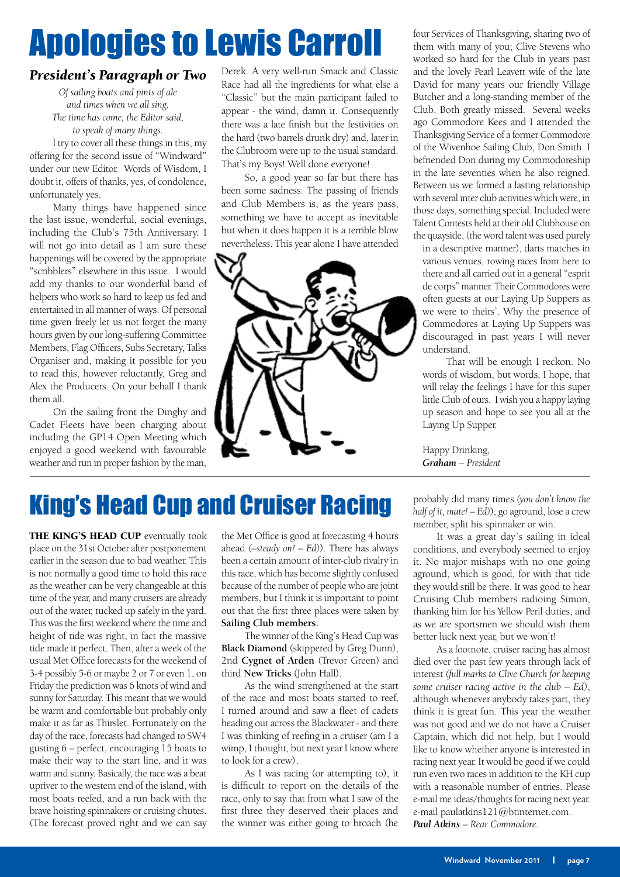# Apologies to Lewis Carroll

## *President's Paragraph or Two*

*Of sailing boats and pints of ale*
*and times when we all sing.*
*The time has come, the Editor said,*
*to speak of many things.*

I try to cover all these things in this, my offering for the second issue of "Windward" under our new Editor. Words of Wisdom, I doubt it, offers of thanks, yes, of condolence, unfortunately yes.

Many things have happened since the last issue, wonderful, social evenings, including the Club's 75th Anniversary. I will not go into detail as I am sure these happenings will be covered by the appropriate "scribblers" elsewhere in this issue. I would add my thanks to our wonderful band of helpers who work so hard to keep us fed and entertained in all manner of ways. Of personal time given freely let us not forget the many hours given by our long-suffering Committee Members, Flag Officers, Subs Secretary, Talks Organiser and, making it possible for you to read this, however reluctantly, Greg and Alex the Producers. On your behalf I thank them all.

On the sailing front the Dinghy and Cadet Fleets have been charging about including the GP14 Open Meeting which enjoyed a good weekend with favourable weather and run in proper fashion by the man, Derek. A very well-run Smack and Classic Race had all the ingredients for what else a "Classic" but the main participant failed to appear - the wind, damn it. Consequently there was a late finish but the festivities on the hard (two barrels drunk dry) and, later in the Clubroom were up to the usual standard. That's my Boys! Well done everyone!

So, a good year so far but there has been some sadness. The passing of friends and Club Members is, as the years pass, something we have to accept as inevitable but when it does happen it is a terrible blow nevertheless. This year alone I have attended four Services of Thanksgiving, sharing two of them with many of you; Clive Stevens who worked so hard for the Club in years past and the lovely Pearl Leavett wife of the late David for many years our friendly Village Butcher and a long-standing member of the Club. Both greatly missed. Several weeks ago Commodore Kees and I attended the Thanksgiving Service of a former Commodore of the Wivenhoe Sailing Club, Don Smith. I befriended Don during my Commodoreship in the late seventies when he also reigned. Between us we formed a lasting relationship with several inter club activities which were, in those days, something special. Included were Talent Contests held at their old Clubhouse on the quayside, (the word talent was used purely in a descriptive manner), darts matches in various venues, rowing races from here to there and all carried out in a general "esprit de corps" manner. Their Commodores were often guests at our Laying Up Suppers as we were to theirs'. Why the presence of Commodores at Laying Up Suppers was discouraged in past years I will never understand.

That will be enough I reckon. No words of wisdom, but words, I hope, that will relay the feelings I have for this super little Club of ours. I wish you a happy laying up season and hope to see you all at the Laying Up Supper.

Happy Drinking,
***Graham** – President*

# King's Head Cup and Cruiser Racing

**THE KING'S HEAD CUP** eventually took place on the 31st October after postponement earlier in the season due to bad weather. This is not normally a good time to hold this race as the weather can be very changeable at this time of the year, and many cruisers are already out of the water, tucked up safely in the yard. This was the first weekend where the time and height of tide was right, in fact the massive tide made it perfect. Then, after a week of the usual Met Office forecasts for the weekend of 3-4 possibly 5-6 or maybe 2 or 7 or even 1, on Friday the prediction was 6 knots of wind and sunny for Saturday. This meant that we would be warm and comfortable but probably only make it as far as Thirslet. Fortunately on the day of the race, forecasts had changed to SW4 gusting 6 – perfect, encouraging 15 boats to make their way to the start line, and it was warm and sunny. Basically, the race was a beat upriver to the western end of the island, with most boats reefed, and a run back with the brave hoisting spinnakers or cruising chutes. (The forecast proved right and we can say the Met Office is good at forecasting 4 hours ahead *(–steady on! – Ed)*). There has always been a certain amount of inter-club rivalry in this race, which has become slightly confused because of the number of people who are joint members, but I think it is important to point out that the first three places were taken by **Sailing Club members.**

The winner of the King's Head Cup was **Black Diamond** (skippered by Greg Dunn), 2nd **Cygnet of Arden** (Trevor Green) and third **New Tricks** (John Hall).

As the wind strengthened at the start of the race and most boats started to reef, I turned around and saw a fleet of cadets heading out across the Blackwater - and there I was thinking of reefing in a cruiser (am I a wimp, I thought, but next year I know where to look for a crew).

As I was racing (or attempting to), it is difficult to report on the details of the race, only to say that from what I saw of the first three they deserved their places and the winner was either going to broach (he probably did many times *(you don't know the half of it, mate! – Ed)*), go aground, lose a crew member, split his spinnaker or win.

It was a great day's sailing in ideal conditions, and everybody seemed to enjoy it. No major mishaps with no one going aground, which is good, for with that tide they would still be there. It was good to hear Cruising Club members radioing Simon, thanking him for his Yellow Peril duties, and as we are sportsmen we should wish them better luck next year, but we won't!

As a footnote, cruiser racing has almost died over the past few years through lack of interest *(full marks to Clive Church for keeping some cruiser racing active in the club – Ed)*, although whenever anybody takes part, they think it is great fun. This year the weather was not good and we do not have a Cruiser Captain, which did not help, but I would like to know whether anyone is interested in racing next year. It would be good if we could run even two races in addition to the KH cup with a reasonable number of entries. Please e-mail me ideas/thoughts for racing next year. e-mail paulatkins121@btinternet.com.
***Paul Atkins** – Rear Commodore.*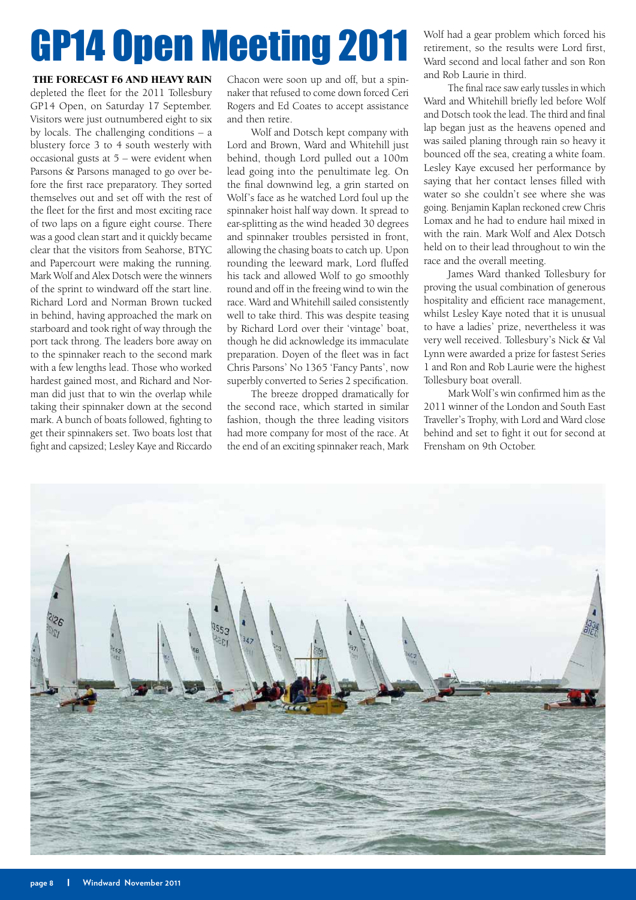# GP14 Open Meeting 2011

**THE FORECAST F6 AND HEAVY RAIN** depleted the fleet for the 2011 Tollesbury GP14 Open, on Saturday 17 September. Visitors were just outnumbered eight to six by locals. The challenging conditions – a blustery force 3 to 4 south westerly with occasional gusts at 5 – were evident when Parsons & Parsons managed to go over before the first race preparatory. They sorted themselves out and set off with the rest of the fleet for the first and most exciting race of two laps on a figure eight course. There was a good clean start and it quickly became clear that the visitors from Seahorse, BTYC and Papercourt were making the running. Mark Wolf and Alex Dotsch were the winners of the sprint to windward off the start line. Richard Lord and Norman Brown tucked in behind, having approached the mark on starboard and took right of way through the port tack throng. The leaders bore away on to the spinnaker reach to the second mark with a few lengths lead. Those who worked hardest gained most, and Richard and Norman did just that to win the overlap while taking their spinnaker down at the second mark. A bunch of boats followed, fighting to get their spinnakers set. Two boats lost that fight and capsized; Lesley Kaye and Riccardo Chacon were soon up and off, but a spinnaker that refused to come down forced Ceri Rogers and Ed Coates to accept assistance and then retire.

Wolf and Dotsch kept company with Lord and Brown, Ward and Whitehill just behind, though Lord pulled out a 100m lead going into the penultimate leg. On the final downwind leg, a grin started on Wolf's face as he watched Lord foul up the spinnaker hoist half way down. It spread to ear-splitting as the wind headed 30 degrees and spinnaker troubles persisted in front, allowing the chasing boats to catch up. Upon rounding the leeward mark, Lord fluffed his tack and allowed Wolf to go smoothly round and off in the freeing wind to win the race. Ward and Whitehill sailed consistently well to take third. This was despite teasing by Richard Lord over their 'vintage' boat, though he did acknowledge its immaculate preparation. Doyen of the fleet was in fact Chris Parsons' No 1365 'Fancy Pants', now superbly converted to Series 2 specification.

The breeze dropped dramatically for the second race, which started in similar fashion, though the three leading visitors had more company for most of the race. At the end of an exciting spinnaker reach, Mark Wolf had a gear problem which forced his retirement, so the results were Lord first, Ward second and local father and son Ron and Rob Laurie in third.

The final race saw early tussles in which Ward and Whitehill briefly led before Wolf and Dotsch took the lead. The third and final lap began just as the heavens opened and was sailed planing through rain so heavy it bounced off the sea, creating a white foam. Lesley Kaye excused her performance by saying that her contact lenses filled with water so she couldn't see where she was going. Benjamin Kaplan reckoned crew Chris Lomax and he had to endure hail mixed in with the rain. Mark Wolf and Alex Dotsch held on to their lead throughout to win the race and the overall meeting.

James Ward thanked Tollesbury for proving the usual combination of generous hospitality and efficient race management, whilst Lesley Kaye noted that it is unusual to have a ladies' prize, nevertheless it was very well received. Tollesbury's Nick & Val Lynn were awarded a prize for fastest Series 1 and Ron and Rob Laurie were the highest Tollesbury boat overall.

Mark Wolf's win confirmed him as the 2011 winner of the London and South East Traveller's Trophy, with Lord and Ward close behind and set to fight it out for second at Frensham on 9th October.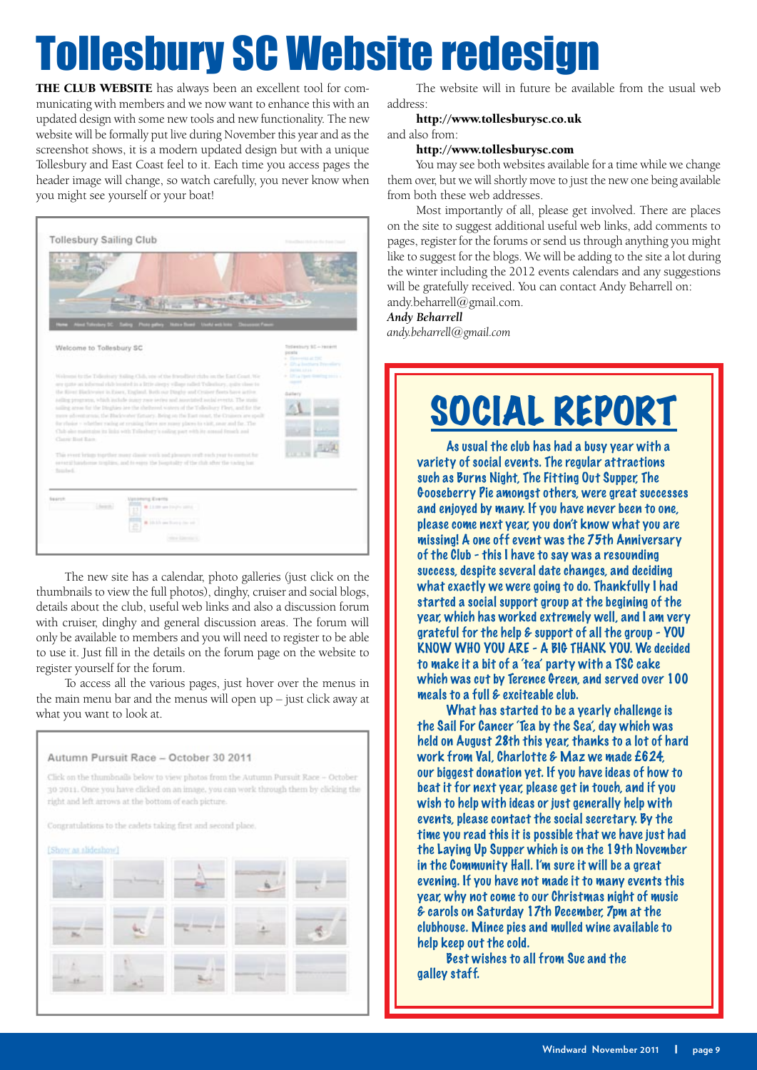# Tollesbury SC Website redesign

**THE CLUB WEBSITE** has always been an excellent tool for communicating with members and we now want to enhance this with an updated design with some new tools and new functionality. The new website will be formally put live during November this year and as the screenshot shows, it is a modern updated design but with a unique Tollesbury and East Coast feel to it. Each time you access pages the header image will change, so watch carefully, you never know when you might see yourself or your boat!

The new site has a calendar, photo galleries (just click on the thumbnails to view the full photos), dinghy, cruiser and social blogs, details about the club, useful web links and also a discussion forum with cruiser, dinghy and general discussion areas. The forum will only be available to members and you will need to register to be able to use it. Just fill in the details on the forum page on the website to register yourself for the forum.

To access all the various pages, just hover over the menus in the main menu bar and the menus will open up – just click away at what you want to look at.

The website will in future be available from the usual web address:

**http://www.tollesburysc.co.uk**

and also from:

**http://www.tollesburysc.com**

You may see both websites available for a time while we change them over, but we will shortly move to just the new one being available from both these web addresses.

Most importantly of all, please get involved. There are places on the site to suggest additional useful web links, add comments to pages, register for the forums or send us through anything you might like to suggest for the blogs. We will be adding to the site a lot during the winter including the 2012 events calendars and any suggestions will be gratefully received. You can contact Andy Beharrell on: andy.beharrell@gmail.com.

***Andy Beharrell***
*andy.beharrell@gmail.com*

# SOCIAL REPORT

As usual the club has had a busy year with a variety of social events. The regular attractions such as Burns Night, The Fitting Out Supper, The Gooseberry Pie amongst others, were great successes and enjoyed by many. If you have never been to one, please come next year, you don't know what you are missing! A one off event was the 75th Anniversary of the Club - this I have to say was a resounding success, despite several date changes, and deciding what exactly we were going to do. Thankfully I had started a social support group at the begining of the year, which has worked extremely well, and I am very grateful for the help & support of all the group - YOU KNOW WHO YOU ARE - A BIG THANK YOU. We decided to make it a bit of a 'tea' party with a TSC cake which was cut by Terence Green, and served over 100 meals to a full & exciteable club.

What has started to be a yearly challenge is the Sail For Cancer 'Tea by the Sea', day which was held on August 28th this year, thanks to a lot of hard work from Val, Charlotte & Maz we made £624, our biggest donation yet. If you have ideas of how to beat it for next year, please get in touch, and if you wish to help with ideas or just generally help with events, please contact the social secretary. By the time you read this it is possible that we have just had the Laying Up Supper which is on the 19th November in the Community Hall. I'm sure it will be a great evening. If you have not made it to many events this year, why not come to our Christmas night of music & carols on Saturday 17th December, 7pm at the clubhouse. Mince pies and mulled wine available to help keep out the cold.

Best wishes to all from Sue and the galley staff.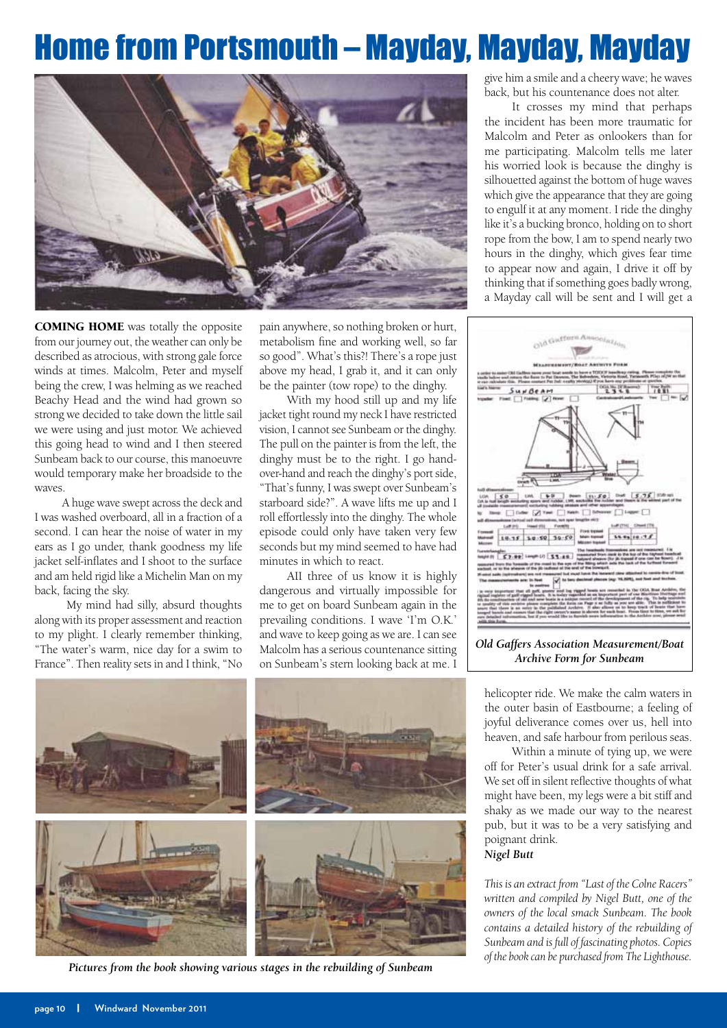# Home from Portsmouth – Mayday, Mayday, Mayday

**COMING HOME** was totally the opposite from our journey out, the weather can only be described as atrocious, with strong gale force winds at times. Malcolm, Peter and myself being the crew, I was helming as we reached Beachy Head and the wind had grown so strong we decided to take down the little sail we were using and just motor. We achieved this going head to wind and I then steered Sunbeam back to our course, this manoeuvre would temporary make her broadside to the waves.

A huge wave swept across the deck and I was washed overboard, all in a fraction of a second. I can hear the noise of water in my ears as I go under, thank goodness my life jacket self-inflates and I shoot to the surface and am held rigid like a Michelin Man on my back, facing the sky.

My mind had silly, absurd thoughts along with its proper assessment and reaction to my plight. I clearly remember thinking, "The water's warm, nice day for a swim to France". Then reality sets in and I think, "No pain anywhere, so nothing broken or hurt, metabolism fine and working well, so far so good". What's this?! There's a rope just above my head, I grab it, and it can only be the painter (tow rope) to the dinghy.

With my hood still up and my life jacket tight round my neck I have restricted vision, I cannot see Sunbeam or the dinghy. The pull on the painter is from the left, the dinghy must be to the right. I go hand-over-hand and reach the dinghy's port side, "That's funny, I was swept over Sunbeam's starboard side?". A wave lifts me up and I roll effortlessly into the dinghy. The whole episode could only have taken very few seconds but my mind seemed to have had minutes in which to react.

All three of us know it is highly dangerous and virtually impossible for me to get on board Sunbeam again in the prevailing conditions. I wave 'I'm O.K.' and wave to keep going as we are. I can see Malcolm has a serious countenance sitting on Sunbeam's stern looking back at me. I give him a smile and a cheery wave; he waves back, but his countenance does not alter.

It crosses my mind that perhaps the incident has been more traumatic for Malcolm and Peter as onlookers than for me participating. Malcolm tells me later his worried look is because the dinghy is silhouetted against the bottom of huge waves which give the appearance that they are going to engulf it at any moment. I ride the dinghy like it's a bucking bronco, holding on to short rope from the bow, I am to spend nearly two hours in the dinghy, which gives fear time to appear now and again, I drive it off by thinking that if something goes badly wrong, a Mayday call will be sent and I will get a helicopter ride. We make the calm waters in the outer basin of Eastbourne; a feeling of joyful deliverance comes over us, hell into heaven, and safe harbour from perilous seas.

Within a minute of tying up, we were off for Peter's usual drink for a safe arrival. We set off in silent reflective thoughts of what might have been, my legs were a bit stiff and shaky as we made our way to the nearest pub, but it was to be a very satisfying and poignant drink.

***Nigel Butt***

*Old Gaffers Association Measurement/Boat Archive Form for Sunbeam*

*Pictures from the book showing various stages in the rebuilding of Sunbeam*

*This is an extract from "Last of the Colne Racers" written and compiled by Nigel Butt, one of the owners of the local smack Sunbeam. The book contains a detailed history of the rebuilding of Sunbeam and is full of fascinating photos. Copies of the book can be purchased from The Lighthouse.*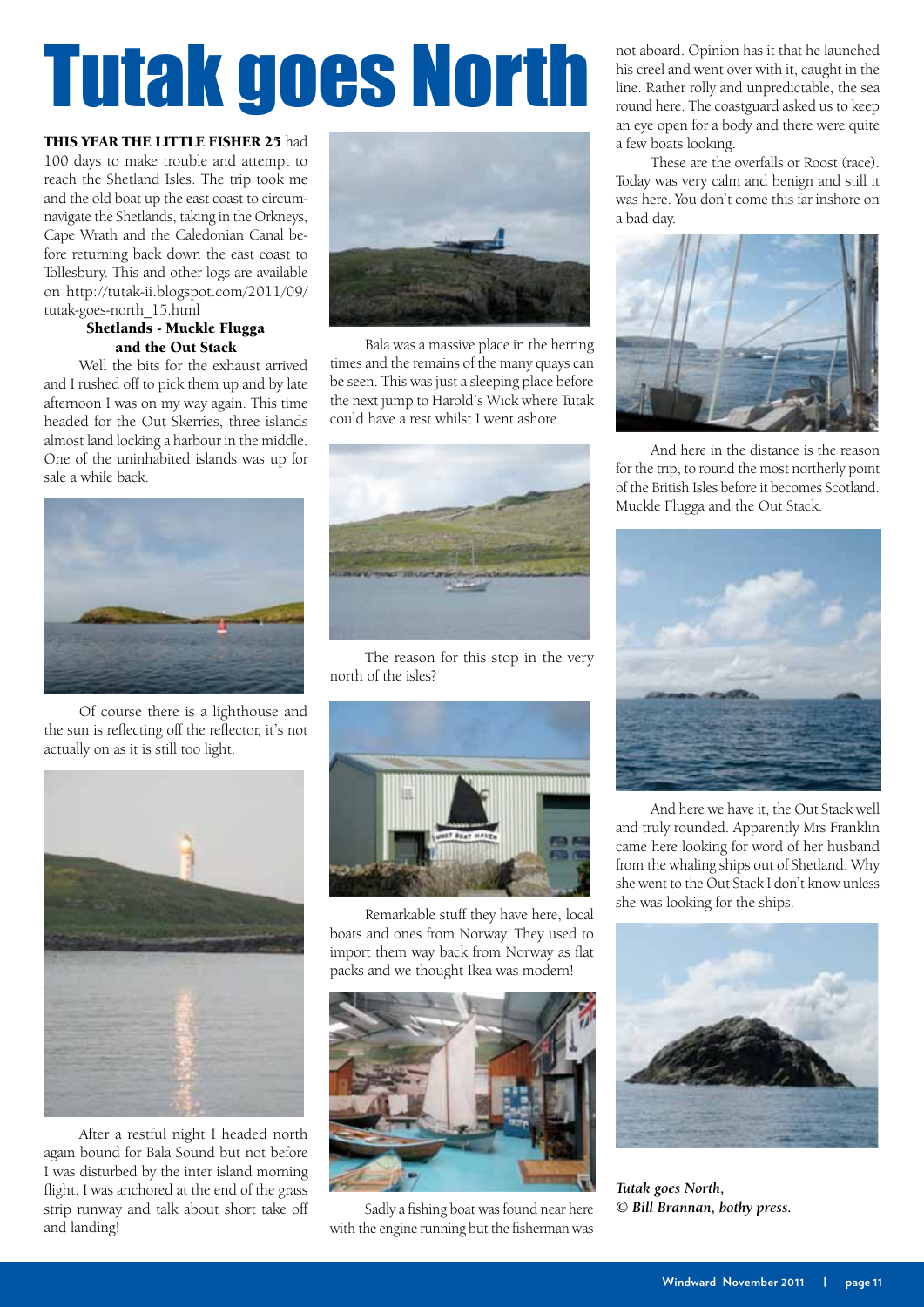# Tutak goes North

**THIS YEAR THE LITTLE FISHER 25** had 100 days to make trouble and attempt to reach the Shetland Isles. The trip took me and the old boat up the east coast to circumnavigate the Shetlands, taking in the Orkneys, Cape Wrath and the Caledonian Canal before returning back down the east coast to Tollesbury. This and other logs are available on http://tutak-ii.blogspot.com/2011/09/tutak-goes-north_15.html

### Shetlands - Muckle Flugga and the Out Stack

Well the bits for the exhaust arrived and I rushed off to pick them up and by late afternoon I was on my way again. This time headed for the Out Skerries, three islands almost land locking a harbour in the middle. One of the uninhabited islands was up for sale a while back.

Of course there is a lighthouse and the sun is reflecting off the reflector, it's not actually on as it is still too light.

After a restful night I headed north again bound for Bala Sound but not before I was disturbed by the inter island morning flight. I was anchored at the end of the grass strip runway and talk about short take off and landing!

Bala was a massive place in the herring times and the remains of the many quays can be seen. This was just a sleeping place before the next jump to Harold's Wick where Tutak could have a rest whilst I went ashore.

The reason for this stop in the very north of the isles?

Remarkable stuff they have here, local boats and ones from Norway. They used to import them way back from Norway as flat packs and we thought Ikea was modern!

Sadly a fishing boat was found near here with the engine running but the fisherman was not aboard. Opinion has it that he launched his creel and went over with it, caught in the line. Rather rolly and unpredictable, the sea round here. The coastguard asked us to keep an eye open for a body and there were quite a few boats looking.

These are the overfalls or Roost (race). Today was very calm and benign and still it was here. You don't come this far inshore on a bad day.

And here in the distance is the reason for the trip, to round the most northerly point of the British Isles before it becomes Scotland. Muckle Flugga and the Out Stack.

And here we have it, the Out Stack well and truly rounded. Apparently Mrs Franklin came here looking for word of her husband from the whaling ships out of Shetland. Why she went to the Out Stack I don't know unless she was looking for the ships.

***Tutak goes North,***
***© Bill Brannan, bothy press.***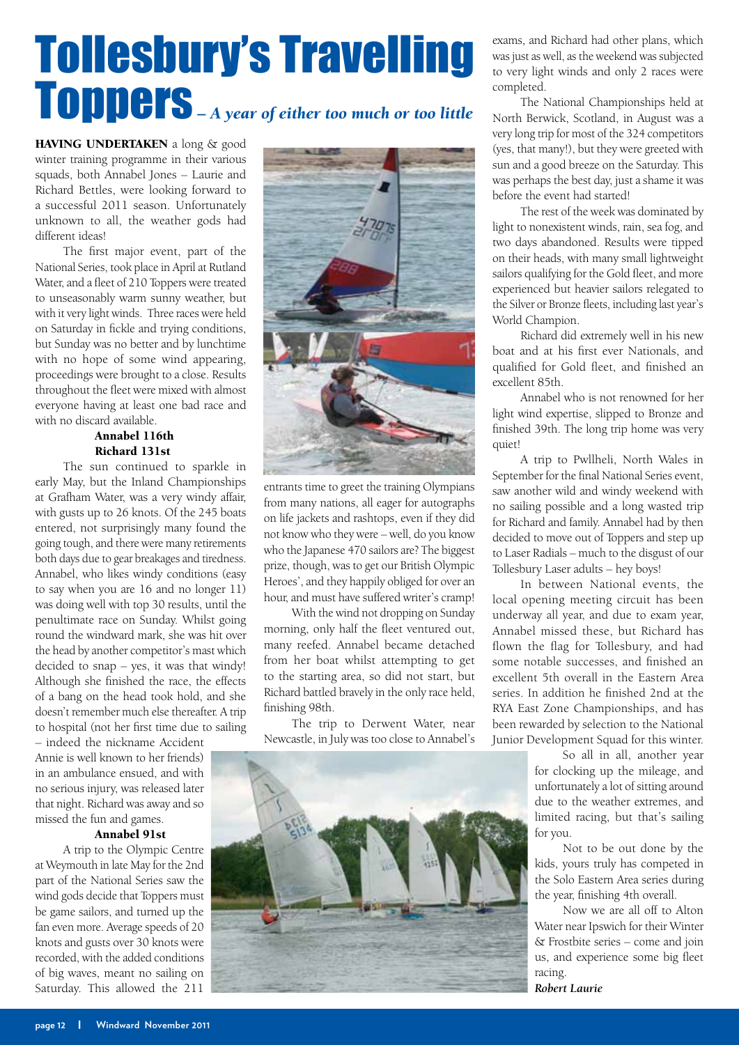# Tollesbury's Travelling Toppers *– A year of either too much or too little*

**HAVING UNDERTAKEN** a long & good winter training programme in their various squads, both Annabel Jones – Laurie and Richard Bettles, were looking forward to a successful 2011 season. Unfortunately unknown to all, the weather gods had different ideas!

The first major event, part of the National Series, took place in April at Rutland Water, and a fleet of 210 Toppers were treated to unseasonably warm sunny weather, but with it very light winds. Three races were held on Saturday in fickle and trying conditions, but Sunday was no better and by lunchtime with no hope of some wind appearing, proceedings were brought to a close. Results throughout the fleet were mixed with almost everyone having at least one bad race and with no discard available.

**Annabel 116th**
**Richard 131st**

The sun continued to sparkle in early May, but the Inland Championships at Grafham Water, was a very windy affair, with gusts up to 26 knots. Of the 245 boats entered, not surprisingly many found the going tough, and there were many retirements both days due to gear breakages and tiredness. Annabel, who likes windy conditions (easy to say when you are 16 and no longer 11) was doing well with top 30 results, until the penultimate race on Sunday. Whilst going round the windward mark, she was hit over the head by another competitor's mast which decided to snap – yes, it was that windy! Although she finished the race, the effects of a bang on the head took hold, and she doesn't remember much else thereafter. A trip to hospital (not her first time due to sailing – indeed the nickname Accident Annie is well known to her friends) in an ambulance ensued, and with no serious injury, was released later that night. Richard was away and so missed the fun and games.

**Annabel 91st**

A trip to the Olympic Centre at Weymouth in late May for the 2nd part of the National Series saw the wind gods decide that Toppers must be game sailors, and turned up the fan even more. Average speeds of 20 knots and gusts over 30 knots were recorded, with the added conditions of big waves, meant no sailing on Saturday. This allowed the 211 entrants time to greet the training Olympians from many nations, all eager for autographs on life jackets and rashtops, even if they did not know who they were – well, do you know who the Japanese 470 sailors are? The biggest prize, though, was to get our British Olympic Heroes', and they happily obliged for over an hour, and must have suffered writer's cramp!

With the wind not dropping on Sunday morning, only half the fleet ventured out, many reefed. Annabel became detached from her boat whilst attempting to get to the starting area, so did not start, but Richard battled bravely in the only race held, finishing 98th.

The trip to Derwent Water, near Newcastle, in July was too close to Annabel's exams, and Richard had other plans, which was just as well, as the weekend was subjected to very light winds and only 2 races were completed.

The National Championships held at North Berwick, Scotland, in August was a very long trip for most of the 324 competitors (yes, that many!), but they were greeted with sun and a good breeze on the Saturday. This was perhaps the best day, just a shame it was before the event had started!

The rest of the week was dominated by light to nonexistent winds, rain, sea fog, and two days abandoned. Results were tipped on their heads, with many small lightweight sailors qualifying for the Gold fleet, and more experienced but heavier sailors relegated to the Silver or Bronze fleets, including last year's World Champion.

Richard did extremely well in his new boat and at his first ever Nationals, and qualified for Gold fleet, and finished an excellent 85th.

Annabel who is not renowned for her light wind expertise, slipped to Bronze and finished 39th. The long trip home was very quiet!

A trip to Pwllheli, North Wales in September for the final National Series event, saw another wild and windy weekend with no sailing possible and a long wasted trip for Richard and family. Annabel had by then decided to move out of Toppers and step up to Laser Radials – much to the disgust of our Tollesbury Laser adults – hey boys!

In between National events, the local opening meeting circuit has been underway all year, and due to exam year, Annabel missed these, but Richard has flown the flag for Tollesbury, and had some notable successes, and finished an excellent 5th overall in the Eastern Area series. In addition he finished 2nd at the RYA East Zone Championships, and has been rewarded by selection to the National Junior Development Squad for this winter.

So all in all, another year for clocking up the mileage, and unfortunately a lot of sitting around due to the weather extremes, and limited racing, but that's sailing for you.

Not to be out done by the kids, yours truly has competed in the Solo Eastern Area series during the year, finishing 4th overall.

Now we are all off to Alton Water near Ipswich for their Winter & Frostbite series – come and join us, and experience some big fleet racing.

***Robert Laurie***